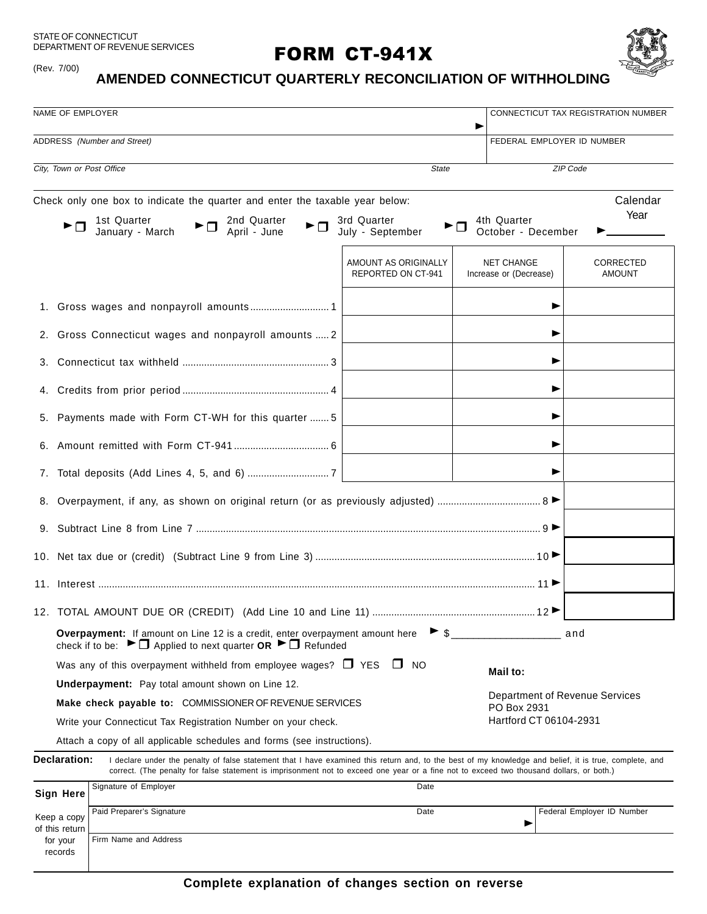STATE OF CONNECTICUT
DEPARTMENT OF REVENUE SERVICES

(Rev. 7/00)

# FORM CT-941X

## AMENDED CONNECTICUT QUARTERLY RECONCILIATION OF WITHHOLDING

| NAME OF EMPLOYER | CONNECTICUT TAX REGISTRATION NUMBER |
|---|---|
| ADDRESS *(Number and Street)* | FEDERAL EMPLOYER ID NUMBER |
| *City, Town or Post Office* *State* *ZIP Code* | |

Check only one box to indicate the quarter and enter the taxable year below:

☐ 1st Quarter January - March ☐ 2nd Quarter April - June ☐ 3rd Quarter July - September ☐ 4th Quarter October - December

Calendar Year ________

| | AMOUNT AS ORIGINALLY REPORTED ON CT-941 | NET CHANGE Increase or (Decrease) | CORRECTED AMOUNT |
|---|---|---|---|
| 1. Gross wages and nonpayroll amounts .......... 1 | | | |
| 2. Gross Connecticut wages and nonpayroll amounts ..... 2 | | | |
| 3. Connecticut tax withheld .......... 3 | | | |
| 4. Credits from prior period .......... 4 | | | |
| 5. Payments made with Form CT-WH for this quarter ....... 5 | | | |
| 6. Amount remitted with Form CT-941 .......... 6 | | | |
| 7. Total deposits (Add Lines 4, 5, and 6) .......... 7 | | | |
| 8. Overpayment, if any, as shown on original return (or as previously adjusted) .......... 8 | | | |
| 9. Subtract Line 8 from Line 7 .......... 9 | | | |
| 10. Net tax due or (credit) (Subtract Line 9 from Line 3) .......... 10 | | | |
| 11. Interest .......... 11 | | | |
| 12. TOTAL AMOUNT DUE OR (CREDIT) (Add Line 10 and Line 11) .......... 12 | | | |

**Overpayment:** If amount on Line 12 is a credit, enter overpayment amount here $__________________ and check if to be: ☐ Applied to next quarter **OR** ☐ Refunded

Was any of this overpayment withheld from employee wages? ☐ YES ☐ NO

**Underpayment:** Pay total amount shown on Line 12.

**Make check payable to:** COMMISSIONER OF REVENUE SERVICES

Write your Connecticut Tax Registration Number on your check.

Attach a copy of all applicable schedules and forms (see instructions).

**Mail to:**

Department of Revenue Services
PO Box 2931
Hartford CT 06104-2931

**Declaration:** I declare under the penalty of false statement that I have examined this return and, to the best of my knowledge and belief, it is true, complete, and correct. (The penalty for false statement is imprisonment not to exceed one year or a fine not to exceed two thousand dollars, or both.)

| **Sign Here** | Signature of Employer | Date | |
|---|---|---|---|
| Keep a copy of this return for your records | Paid Preparer's Signature | Date | Federal Employer ID Number |
| | Firm Name and Address | | |

**Complete explanation of changes section on reverse**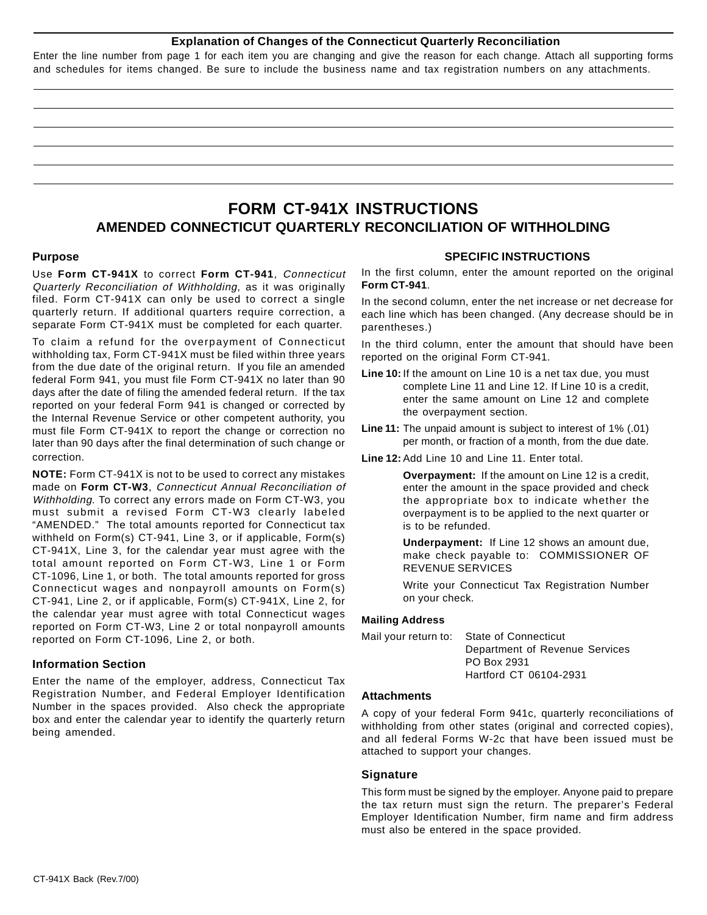## Explanation of Changes of the Connecticut Quarterly Reconciliation

Enter the line number from page 1 for each item you are changing and give the reason for each change. Attach all supporting forms and schedules for items changed. Be sure to include the business name and tax registration numbers on any attachments.

# FORM CT-941X INSTRUCTIONS

## AMENDED CONNECTICUT QUARTERLY RECONCILIATION OF WITHHOLDING

### Purpose

Use **Form CT-941X** to correct **Form CT-941**, *Connecticut Quarterly Reconciliation of Withholding*, as it was originally filed. Form CT-941X can only be used to correct a single quarterly return. If additional quarters require correction, a separate Form CT-941X must be completed for each quarter.

To claim a refund for the overpayment of Connecticut withholding tax, Form CT-941X must be filed within three years from the due date of the original return. If you file an amended federal Form 941, you must file Form CT-941X no later than 90 days after the date of filing the amended federal return. If the tax reported on your federal Form 941 is changed or corrected by the Internal Revenue Service or other competent authority, you must file Form CT-941X to report the change or correction no later than 90 days after the final determination of such change or correction.

**NOTE:** Form CT-941X is not to be used to correct any mistakes made on **Form CT-W3**, *Connecticut Annual Reconciliation of Withholding*. To correct any errors made on Form CT-W3, you must submit a revised Form CT-W3 clearly labeled "AMENDED." The total amounts reported for Connecticut tax withheld on Form(s) CT-941, Line 3, or if applicable, Form(s) CT-941X, Line 3, for the calendar year must agree with the total amount reported on Form CT-W3, Line 1 or Form CT-1096, Line 1, or both. The total amounts reported for gross Connecticut wages and nonpayroll amounts on Form(s) CT-941, Line 2, or if applicable, Form(s) CT-941X, Line 2, for the calendar year must agree with total Connecticut wages reported on Form CT-W3, Line 2 or total nonpayroll amounts reported on Form CT-1096, Line 2, or both.

### Information Section

Enter the name of the employer, address, Connecticut Tax Registration Number, and Federal Employer Identification Number in the spaces provided. Also check the appropriate box and enter the calendar year to identify the quarterly return being amended.

### SPECIFIC INSTRUCTIONS

In the first column, enter the amount reported on the original **Form CT-941**.

In the second column, enter the net increase or net decrease for each line which has been changed. (Any decrease should be in parentheses.)

In the third column, enter the amount that should have been reported on the original Form CT-941.

**Line 10:** If the amount on Line 10 is a net tax due, you must complete Line 11 and Line 12. If Line 10 is a credit, enter the same amount on Line 12 and complete the overpayment section.

**Line 11:** The unpaid amount is subject to interest of 1% (.01) per month, or fraction of a month, from the due date.

**Line 12:** Add Line 10 and Line 11. Enter total.

**Overpayment:** If the amount on Line 12 is a credit, enter the amount in the space provided and check the appropriate box to indicate whether the overpayment is to be applied to the next quarter or is to be refunded.

**Underpayment:** If Line 12 shows an amount due, make check payable to: COMMISSIONER OF REVENUE SERVICES

Write your Connecticut Tax Registration Number on your check.

### Mailing Address

Mail your return to:
State of Connecticut
Department of Revenue Services
PO Box 2931
Hartford CT 06104-2931

### Attachments

A copy of your federal Form 941c, quarterly reconciliations of withholding from other states (original and corrected copies), and all federal Forms W-2c that have been issued must be attached to support your changes.

### Signature

This form must be signed by the employer. Anyone paid to prepare the tax return must sign the return. The preparer's Federal Employer Identification Number, firm name and firm address must also be entered in the space provided.

CT-941X Back (Rev.7/00)